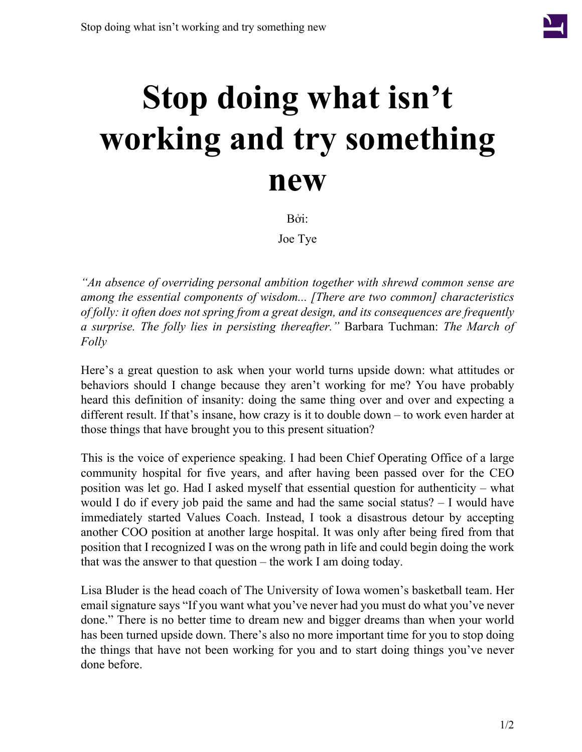# Stop doing what isn't working and try something new

Bởi:

Joe Tye

*"An absence of overriding personal ambition together with shrewd common sense are among the essential components of wisdom... [There are two common] characteristics of folly: it often does not spring from a great design, and its consequences are frequently a surprise. The folly lies in persisting thereafter."* Barbara Tuchman: *The March of Folly*

Here's a great question to ask when your world turns upside down: what attitudes or behaviors should I change because they aren't working for me? You have probably heard this definition of insanity: doing the same thing over and over and expecting a different result. If that's insane, how crazy is it to double down – to work even harder at those things that have brought you to this present situation?

This is the voice of experience speaking. I had been Chief Operating Office of a large community hospital for five years, and after having been passed over for the CEO position was let go. Had I asked myself that essential question for authenticity – what would I do if every job paid the same and had the same social status? – I would have immediately started Values Coach. Instead, I took a disastrous detour by accepting another COO position at another large hospital. It was only after being fired from that position that I recognized I was on the wrong path in life and could begin doing the work that was the answer to that question – the work I am doing today.

Lisa Bluder is the head coach of The University of Iowa women's basketball team. Her email signature says "If you want what you've never had you must do what you've never done." There is no better time to dream new and bigger dreams than when your world has been turned upside down. There's also no more important time for you to stop doing the things that have not been working for you and to start doing things you've never done before.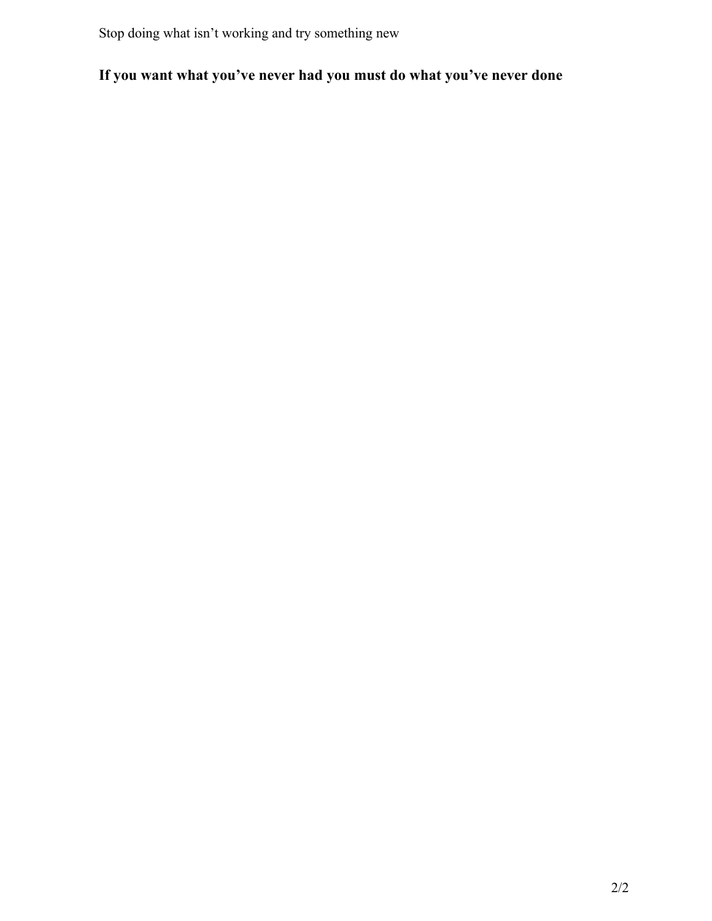Stop doing what isn’t working and try something new

**If you want what you’ve never had you must do what you’ve never done**